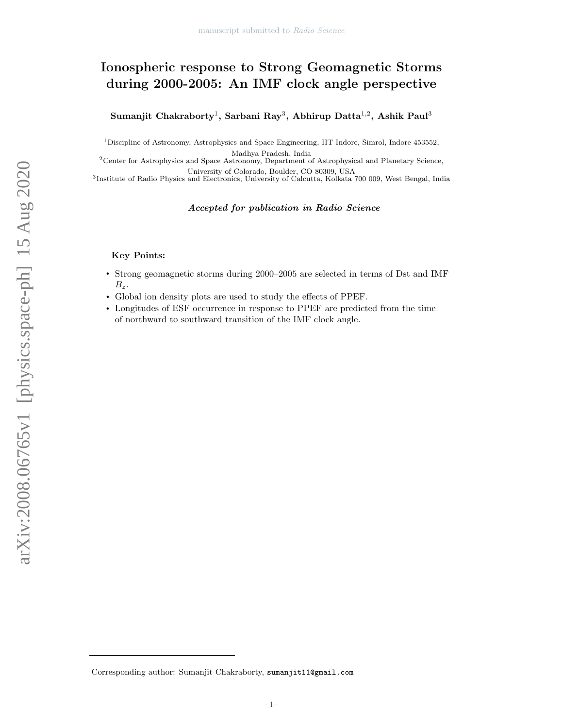# Ionospheric response to Strong Geomagnetic Storms during 2000-2005: An IMF clock angle perspective

**Sumanjit Chakraborty[1], Sarbani Ray[3], Abhirup Datta[1,2], Ashik Paul[3]**

[1]Discipline of Astronomy, Astrophysics and Space Engineering, IIT Indore, Simrol, Indore 453552, Madhya Pradesh, India

[2]Center for Astrophysics and Space Astronomy, Department of Astrophysical and Planetary Science, University of Colorado, Boulder, CO 80309, USA

[3]Institute of Radio Physics and Electronics, University of Calcutta, Kolkata 700 009, West Bengal, India

***Accepted for publication in Radio Science***

## Key Points:

- Strong geomagnetic storms during 2000–2005 are selected in terms of Dst and IMF $B_z$.
- Global ion density plots are used to study the effects of PPEF.
- Longitudes of ESF occurrence in response to PPEF are predicted from the time of northward to southward transition of the IMF clock angle.

Corresponding author: Sumanjit Chakraborty, sumanjit11@gmail.com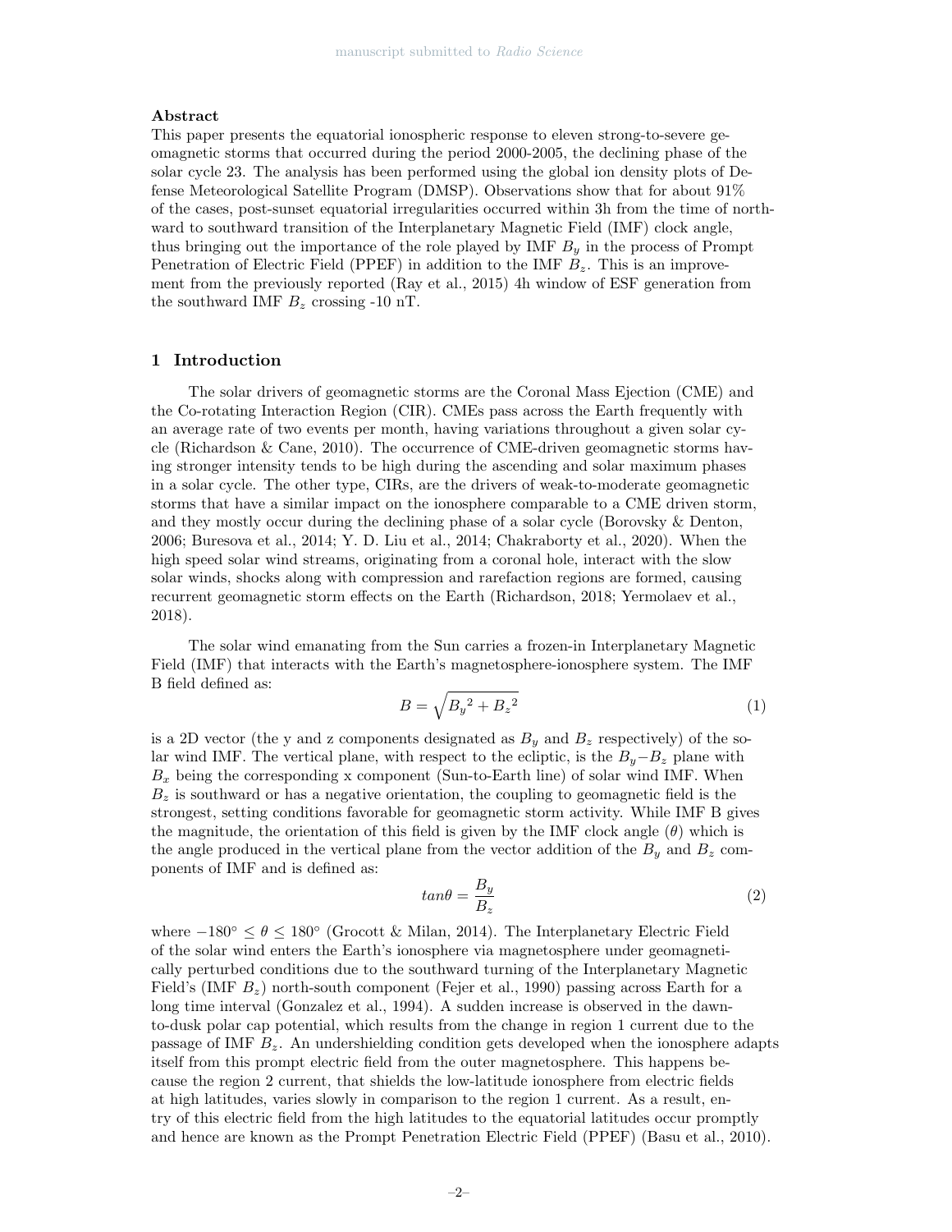**Abstract**

This paper presents the equatorial ionospheric response to eleven strong-to-severe geomagnetic storms that occurred during the period 2000-2005, the declining phase of the solar cycle 23. The analysis has been performed using the global ion density plots of Defense Meteorological Satellite Program (DMSP). Observations show that for about 91% of the cases, post-sunset equatorial irregularities occurred within 3h from the time of northward to southward transition of the Interplanetary Magnetic Field (IMF) clock angle, thus bringing out the importance of the role played by IMF $B_y$ in the process of Prompt Penetration of Electric Field (PPEF) in addition to the IMF $B_z$. This is an improvement from the previously reported (Ray et al., 2015) 4h window of ESF generation from the southward IMF $B_z$ crossing -10 nT.

## 1 Introduction

The solar drivers of geomagnetic storms are the Coronal Mass Ejection (CME) and the Co-rotating Interaction Region (CIR). CMEs pass across the Earth frequently with an average rate of two events per month, having variations throughout a given solar cycle (Richardson & Cane, 2010). The occurrence of CME-driven geomagnetic storms having stronger intensity tends to be high during the ascending and solar maximum phases in a solar cycle. The other type, CIRs, are the drivers of weak-to-moderate geomagnetic storms that have a similar impact on the ionosphere comparable to a CME driven storm, and they mostly occur during the declining phase of a solar cycle (Borovsky & Denton, 2006; Buresova et al., 2014; Y. D. Liu et al., 2014; Chakraborty et al., 2020). When the high speed solar wind streams, originating from a coronal hole, interact with the slow solar winds, shocks along with compression and rarefaction regions are formed, causing recurrent geomagnetic storm effects on the Earth (Richardson, 2018; Yermolaev et al., 2018).

The solar wind emanating from the Sun carries a frozen-in Interplanetary Magnetic Field (IMF) that interacts with the Earth's magnetosphere-ionosphere system. The IMF B field defined as:

$$B = \sqrt{{B_y}^2 + {B_z}^2} \tag{1}$$

is a 2D vector (the y and z components designated as $B_y$ and $B_z$ respectively) of the solar wind IMF. The vertical plane, with respect to the ecliptic, is the $B_y - B_z$ plane with $B_x$ being the corresponding x component (Sun-to-Earth line) of solar wind IMF. When $B_z$ is southward or has a negative orientation, the coupling to geomagnetic field is the strongest, setting conditions favorable for geomagnetic storm activity. While IMF B gives the magnitude, the orientation of this field is given by the IMF clock angle ($\theta$) which is the angle produced in the vertical plane from the vector addition of the $B_y$ and $B_z$ components of IMF and is defined as:

$$tan\theta = \frac{B_y}{B_z} \tag{2}$$

where $-180^{\circ} \leq \theta \leq 180^{\circ}$ (Grocott & Milan, 2014). The Interplanetary Electric Field of the solar wind enters the Earth's ionosphere via magnetosphere under geomagnetically perturbed conditions due to the southward turning of the Interplanetary Magnetic Field's (IMF $B_z$) north-south component (Fejer et al., 1990) passing across Earth for a long time interval (Gonzalez et al., 1994). A sudden increase is observed in the dawn-to-dusk polar cap potential, which results from the change in region 1 current due to the passage of IMF $B_z$. An undershielding condition gets developed when the ionosphere adapts itself from this prompt electric field from the outer magnetosphere. This happens because the region 2 current, that shields the low-latitude ionosphere from electric fields at high latitudes, varies slowly in comparison to the region 1 current. As a result, entry of this electric field from the high latitudes to the equatorial latitudes occur promptly and hence are known as the Prompt Penetration Electric Field (PPEF) (Basu et al., 2010).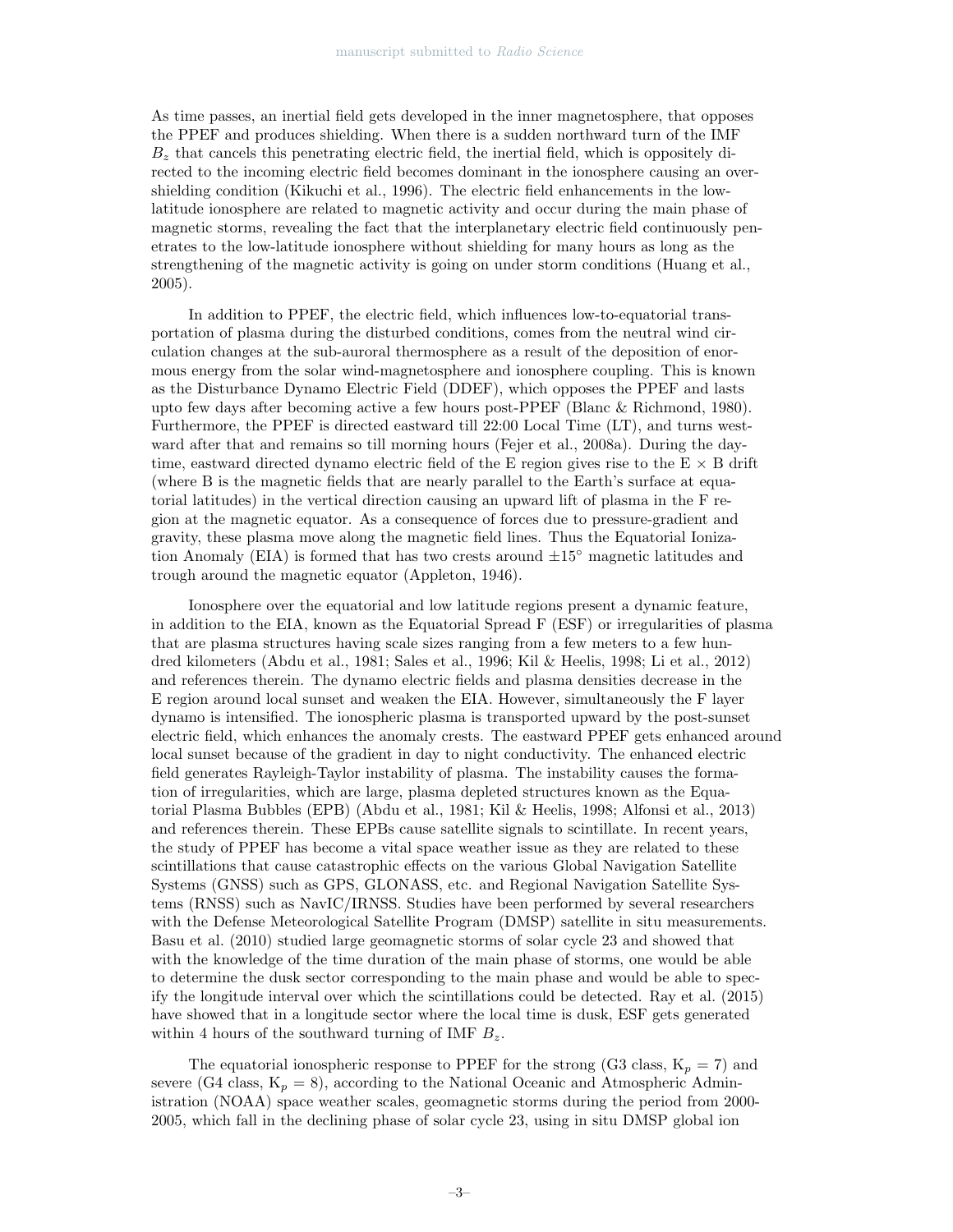As time passes, an inertial field gets developed in the inner magnetosphere, that opposes the PPEF and produces shielding. When there is a sudden northward turn of the IMF $B_z$ that cancels this penetrating electric field, the inertial field, which is oppositely directed to the incoming electric field becomes dominant in the ionosphere causing an overshielding condition (Kikuchi et al., 1996). The electric field enhancements in the low-latitude ionosphere are related to magnetic activity and occur during the main phase of magnetic storms, revealing the fact that the interplanetary electric field continuously penetrates to the low-latitude ionosphere without shielding for many hours as long as the strengthening of the magnetic activity is going on under storm conditions (Huang et al., 2005).

In addition to PPEF, the electric field, which influences low-to-equatorial transportation of plasma during the disturbed conditions, comes from the neutral wind circulation changes at the sub-auroral thermosphere as a result of the deposition of enormous energy from the solar wind-magnetosphere and ionosphere coupling. This is known as the Disturbance Dynamo Electric Field (DDEF), which opposes the PPEF and lasts upto few days after becoming active a few hours post-PPEF (Blanc & Richmond, 1980). Furthermore, the PPEF is directed eastward till 22:00 Local Time (LT), and turns westward after that and remains so till morning hours (Fejer et al., 2008a). During the daytime, eastward directed dynamo electric field of the E region gives rise to the E $\times$ B drift (where B is the magnetic fields that are nearly parallel to the Earth's surface at equatorial latitudes) in the vertical direction causing an upward lift of plasma in the F region at the magnetic equator. As a consequence of forces due to pressure-gradient and gravity, these plasma move along the magnetic field lines. Thus the Equatorial Ionization Anomaly (EIA) is formed that has two crests around $\pm 15^{\circ}$ magnetic latitudes and trough around the magnetic equator (Appleton, 1946).

Ionosphere over the equatorial and low latitude regions present a dynamic feature, in addition to the EIA, known as the Equatorial Spread F (ESF) or irregularities of plasma that are plasma structures having scale sizes ranging from a few meters to a few hundred kilometers (Abdu et al., 1981; Sales et al., 1996; Kil & Heelis, 1998; Li et al., 2012) and references therein. The dynamo electric fields and plasma densities decrease in the E region around local sunset and weaken the EIA. However, simultaneously the F layer dynamo is intensified. The ionospheric plasma is transported upward by the post-sunset electric field, which enhances the anomaly crests. The eastward PPEF gets enhanced around local sunset because of the gradient in day to night conductivity. The enhanced electric field generates Rayleigh-Taylor instability of plasma. The instability causes the formation of irregularities, which are large, plasma depleted structures known as the Equatorial Plasma Bubbles (EPB) (Abdu et al., 1981; Kil & Heelis, 1998; Alfonsi et al., 2013) and references therein. These EPBs cause satellite signals to scintillate. In recent years, the study of PPEF has become a vital space weather issue as they are related to these scintillations that cause catastrophic effects on the various Global Navigation Satellite Systems (GNSS) such as GPS, GLONASS, etc. and Regional Navigation Satellite Systems (RNSS) such as NavIC/IRNSS. Studies have been performed by several researchers with the Defense Meteorological Satellite Program (DMSP) satellite in situ measurements. Basu et al. (2010) studied large geomagnetic storms of solar cycle 23 and showed that with the knowledge of the time duration of the main phase of storms, one would be able to determine the dusk sector corresponding to the main phase and would be able to specify the longitude interval over which the scintillations could be detected. Ray et al. (2015) have showed that in a longitude sector where the local time is dusk, ESF gets generated within 4 hours of the southward turning of IMF $B_z$.

The equatorial ionospheric response to PPEF for the strong (G3 class, $K_p = 7$) and severe (G4 class, $K_p = 8$), according to the National Oceanic and Atmospheric Administration (NOAA) space weather scales, geomagnetic storms during the period from 2000-2005, which fall in the declining phase of solar cycle 23, using in situ DMSP global ion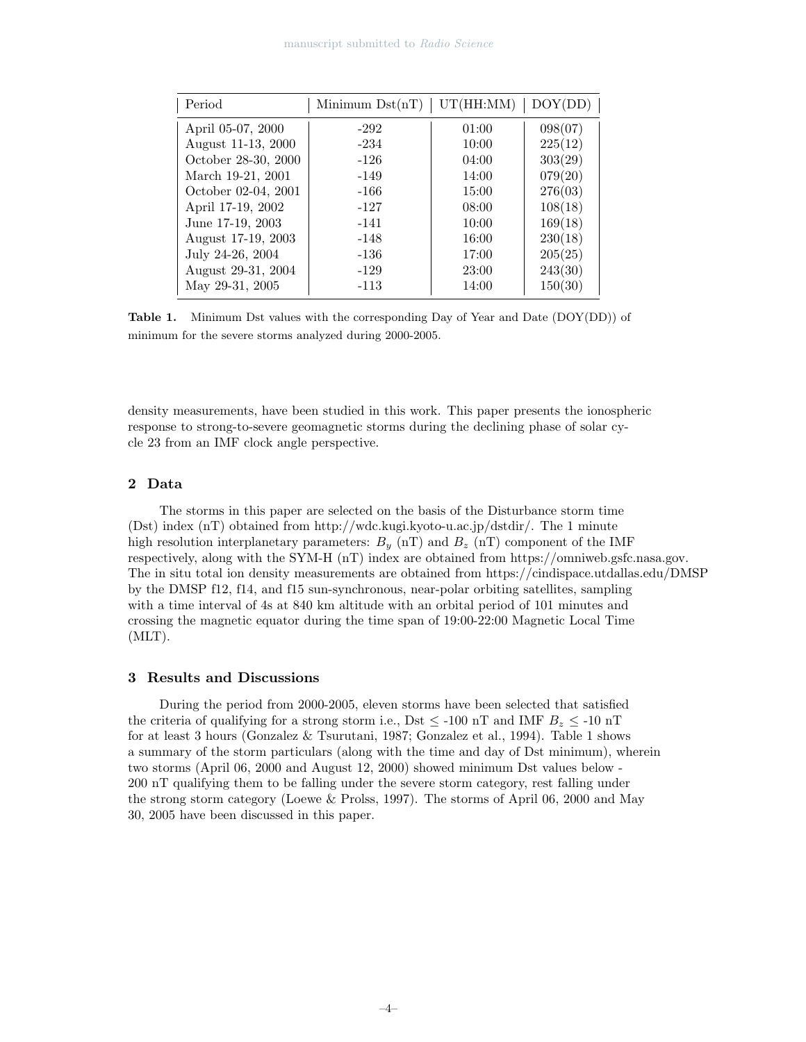| Period | Minimum Dst(nT) | UT(HH:MM) | DOY(DD) |
|---|---|---|---|
| April 05-07, 2000 | -292 | 01:00 | 098(07) |
| August 11-13, 2000 | -234 | 10:00 | 225(12) |
| October 28-30, 2000 | -126 | 04:00 | 303(29) |
| March 19-21, 2001 | -149 | 14:00 | 079(20) |
| October 02-04, 2001 | -166 | 15:00 | 276(03) |
| April 17-19, 2002 | -127 | 08:00 | 108(18) |
| June 17-19, 2003 | -141 | 10:00 | 169(18) |
| August 17-19, 2003 | -148 | 16:00 | 230(18) |
| July 24-26, 2004 | -136 | 17:00 | 205(25) |
| August 29-31, 2004 | -129 | 23:00 | 243(30) |
| May 29-31, 2005 | -113 | 14:00 | 150(30) |

**Table 1.** Minimum Dst values with the corresponding Day of Year and Date (DOY(DD)) of minimum for the severe storms analyzed during 2000-2005.

density measurements, have been studied in this work. This paper presents the ionospheric response to strong-to-severe geomagnetic storms during the declining phase of solar cycle 23 from an IMF clock angle perspective.

## 2 Data

The storms in this paper are selected on the basis of the Disturbance storm time (Dst) index (nT) obtained from http://wdc.kugi.kyoto-u.ac.jp/dstdir/. The 1 minute high resolution interplanetary parameters: $B_y$ (nT) and $B_z$ (nT) component of the IMF respectively, along with the SYM-H (nT) index are obtained from https://omniweb.gsfc.nasa.gov. The in situ total ion density measurements are obtained from https://cindispace.utdallas.edu/DMSP by the DMSP f12, f14, and f15 sun-synchronous, near-polar orbiting satellites, sampling with a time interval of 4s at 840 km altitude with an orbital period of 101 minutes and crossing the magnetic equator during the time span of 19:00-22:00 Magnetic Local Time (MLT).

## 3 Results and Discussions

During the period from 2000-2005, eleven storms have been selected that satisfied the criteria of qualifying for a strong storm i.e., Dst $\leq$ -100 nT and IMF $B_z \leq$ -10 nT for at least 3 hours (Gonzalez & Tsurutani, 1987; Gonzalez et al., 1994). Table 1 shows a summary of the storm particulars (along with the time and day of Dst minimum), wherein two storms (April 06, 2000 and August 12, 2000) showed minimum Dst values below -200 nT qualifying them to be falling under the severe storm category, rest falling under the strong storm category (Loewe & Prolss, 1997). The storms of April 06, 2000 and May 30, 2005 have been discussed in this paper.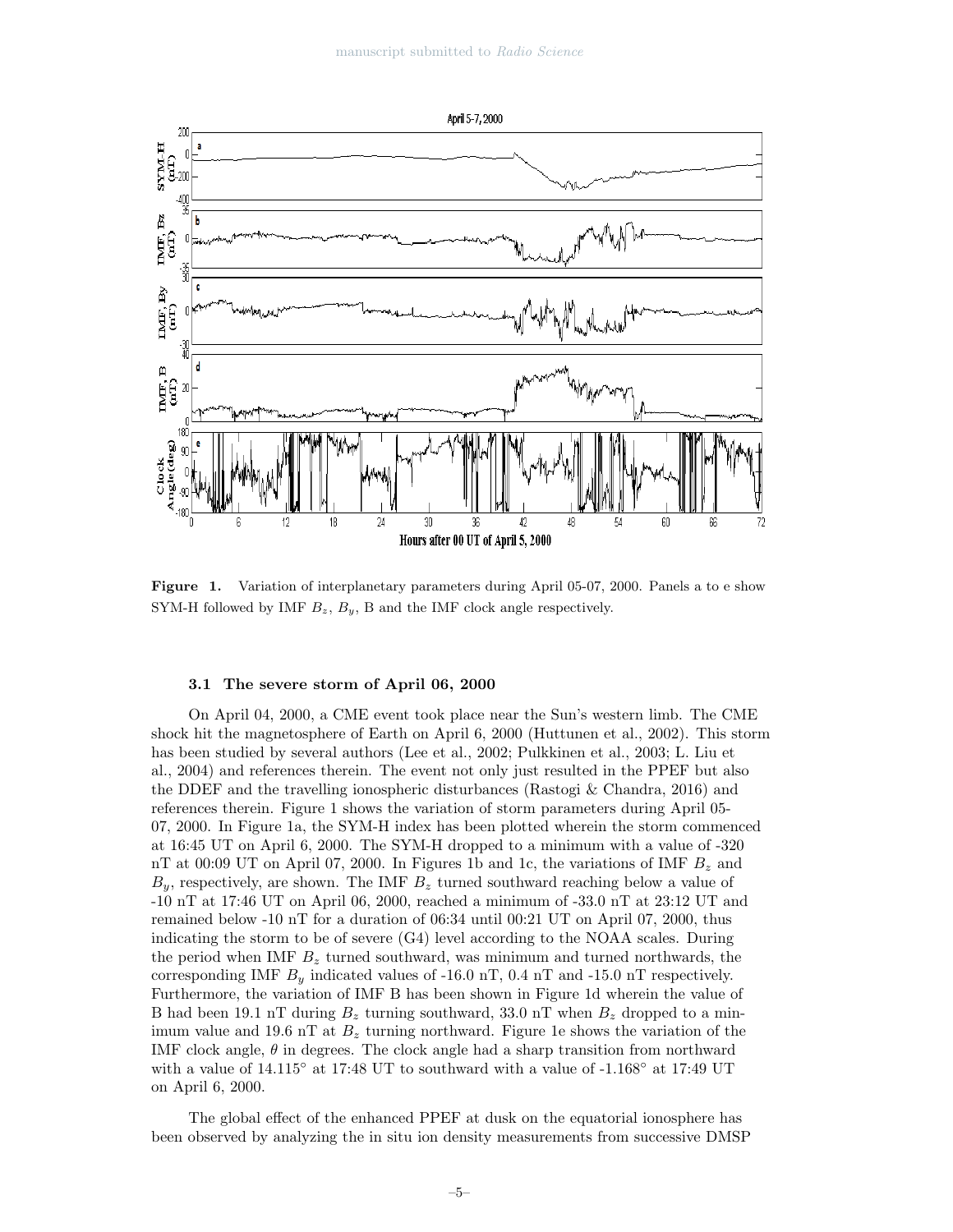**Figure 1.** Variation of interplanetary parameters during April 05-07, 2000. Panels a to e show SYM-H followed by IMF $B_z$, $B_y$, B and the IMF clock angle respectively.

### 3.1 The severe storm of April 06, 2000

On April 04, 2000, a CME event took place near the Sun's western limb. The CME shock hit the magnetosphere of Earth on April 6, 2000 (Huttunen et al., 2002). This storm has been studied by several authors (Lee et al., 2002; Pulkkinen et al., 2003; L. Liu et al., 2004) and references therein. The event not only just resulted in the PPEF but also the DDEF and the travelling ionospheric disturbances (Rastogi & Chandra, 2016) and references therein. Figure 1 shows the variation of storm parameters during April 05-07, 2000. In Figure 1a, the SYM-H index has been plotted wherein the storm commenced at 16:45 UT on April 6, 2000. The SYM-H dropped to a minimum with a value of -320 nT at 00:09 UT on April 07, 2000. In Figures 1b and 1c, the variations of IMF $B_z$ and $B_y$, respectively, are shown. The IMF $B_z$ turned southward reaching below a value of -10 nT at 17:46 UT on April 06, 2000, reached a minimum of -33.0 nT at 23:12 UT and remained below -10 nT for a duration of 06:34 until 00:21 UT on April 07, 2000, thus indicating the storm to be of severe (G4) level according to the NOAA scales. During the period when IMF $B_z$ turned southward, was minimum and turned northwards, the corresponding IMF $B_y$ indicated values of -16.0 nT, 0.4 nT and -15.0 nT respectively. Furthermore, the variation of IMF B has been shown in Figure 1d wherein the value of B had been 19.1 nT during $B_z$ turning southward, 33.0 nT when $B_z$ dropped to a minimum value and 19.6 nT at $B_z$ turning northward. Figure 1e shows the variation of the IMF clock angle, $\theta$ in degrees. The clock angle had a sharp transition from northward with a value of 14.115° at 17:48 UT to southward with a value of -1.168° at 17:49 UT on April 6, 2000.

The global effect of the enhanced PPEF at dusk on the equatorial ionosphere has been observed by analyzing the in situ ion density measurements from successive DMSP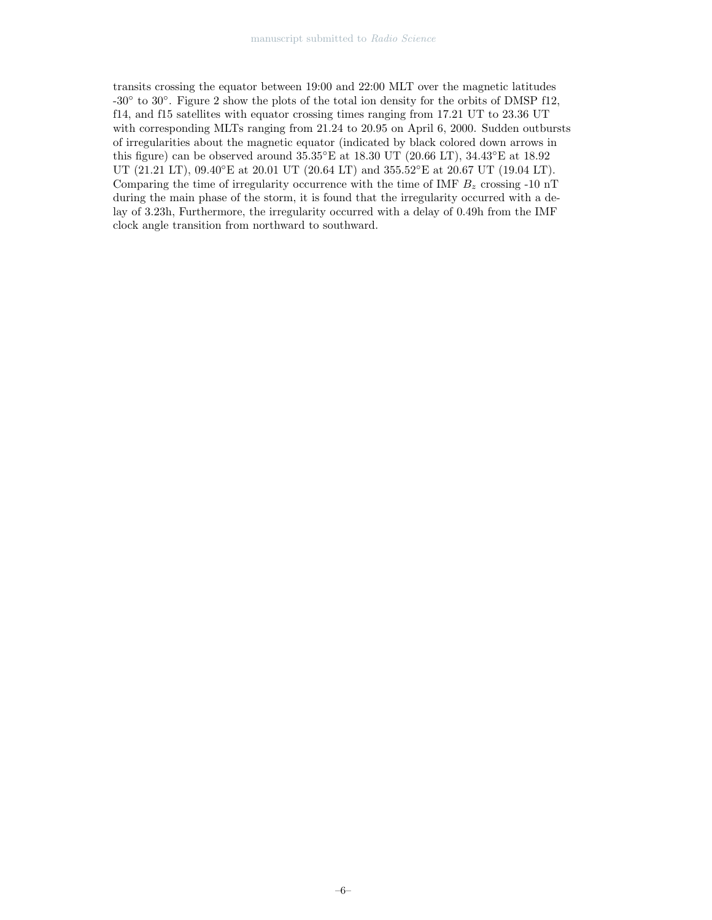transits crossing the equator between 19:00 and 22:00 MLT over the magnetic latitudes -30° to 30°. Figure 2 show the plots of the total ion density for the orbits of DMSP f12, f14, and f15 satellites with equator crossing times ranging from 17.21 UT to 23.36 UT with corresponding MLTs ranging from 21.24 to 20.95 on April 6, 2000. Sudden outbursts of irregularities about the magnetic equator (indicated by black colored down arrows in this figure) can be observed around 35.35°E at 18.30 UT (20.66 LT), 34.43°E at 18.92 UT (21.21 LT), 09.40°E at 20.01 UT (20.64 LT) and 355.52°E at 20.67 UT (19.04 LT). Comparing the time of irregularity occurrence with the time of IMF $B_z$ crossing -10 nT during the main phase of the storm, it is found that the irregularity occurred with a delay of 3.23h, Furthermore, the irregularity occurred with a delay of 0.49h from the IMF clock angle transition from northward to southward.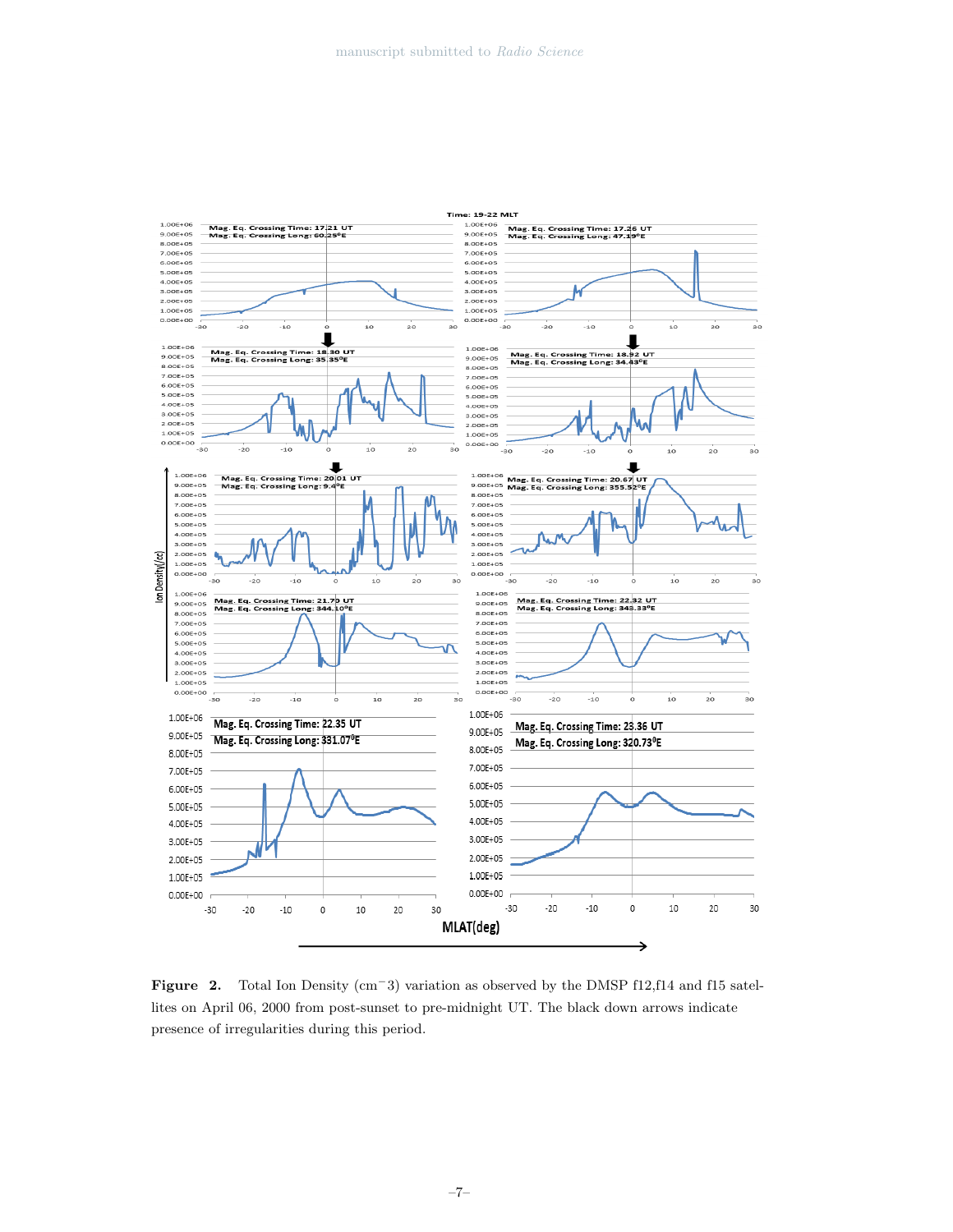**Figure 2.** Total Ion Density ($cm^{-}3$) variation as observed by the DMSP f12,f14 and f15 satellites on April 06, 2000 from post-sunset to pre-midnight UT. The black down arrows indicate presence of irregularities during this period.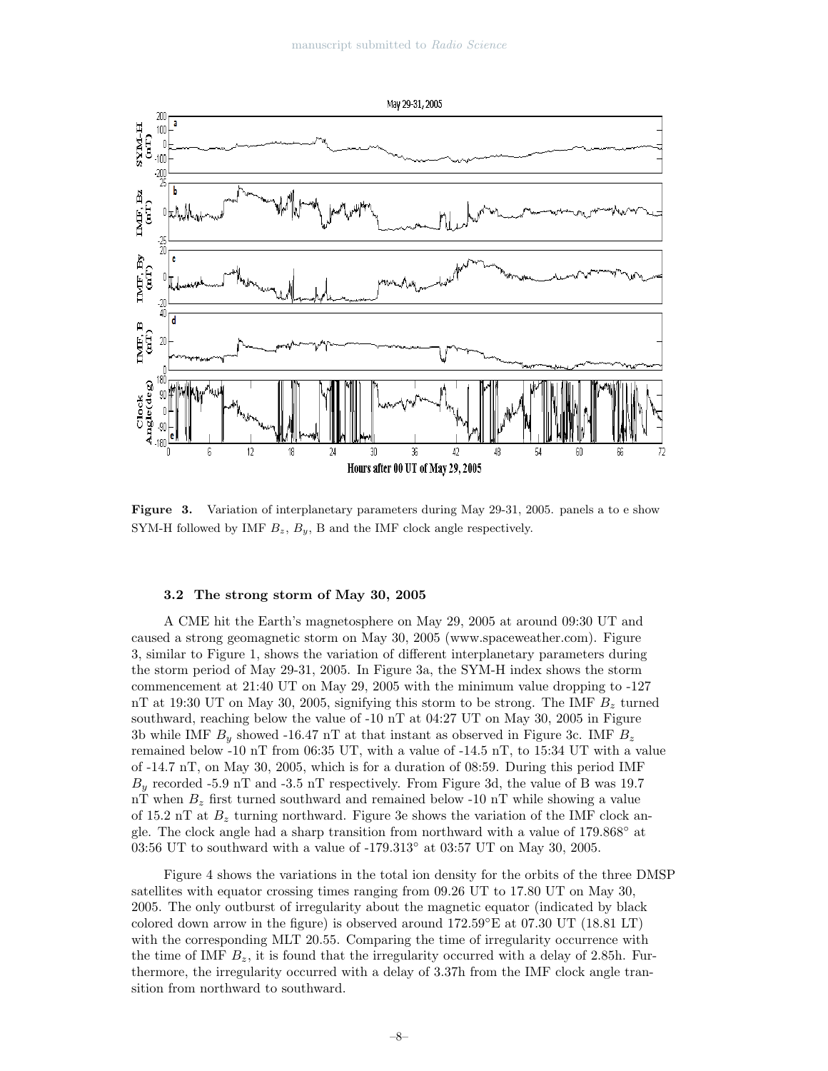**Figure 3.** Variation of interplanetary parameters during May 29-31, 2005. panels a to e show SYM-H followed by IMF $B_z$, $B_y$, B and the IMF clock angle respectively.

### 3.2 The strong storm of May 30, 2005

A CME hit the Earth's magnetosphere on May 29, 2005 at around 09:30 UT and caused a strong geomagnetic storm on May 30, 2005 (www.spaceweather.com). Figure 3, similar to Figure 1, shows the variation of different interplanetary parameters during the storm period of May 29-31, 2005. In Figure 3a, the SYM-H index shows the storm commencement at 21:40 UT on May 29, 2005 with the minimum value dropping to -127 nT at 19:30 UT on May 30, 2005, signifying this storm to be strong. The IMF $B_z$ turned southward, reaching below the value of -10 nT at 04:27 UT on May 30, 2005 in Figure 3b while IMF $B_y$ showed -16.47 nT at that instant as observed in Figure 3c. IMF $B_z$ remained below -10 nT from 06:35 UT, with a value of -14.5 nT, to 15:34 UT with a value of -14.7 nT, on May 30, 2005, which is for a duration of 08:59. During this period IMF $B_y$ recorded -5.9 nT and -3.5 nT respectively. From Figure 3d, the value of B was 19.7 nT when $B_z$ first turned southward and remained below -10 nT while showing a value of 15.2 nT at $B_z$ turning northward. Figure 3e shows the variation of the IMF clock angle. The clock angle had a sharp transition from northward with a value of 179.868° at 03:56 UT to southward with a value of -179.313° at 03:57 UT on May 30, 2005.

Figure 4 shows the variations in the total ion density for the orbits of the three DMSP satellites with equator crossing times ranging from 09.26 UT to 17.80 UT on May 30, 2005. The only outburst of irregularity about the magnetic equator (indicated by black colored down arrow in the figure) is observed around 172.59°E at 07.30 UT (18.81 LT) with the corresponding MLT 20.55. Comparing the time of irregularity occurrence with the time of IMF $B_z$, it is found that the irregularity occurred with a delay of 2.85h. Furthermore, the irregularity occurred with a delay of 3.37h from the IMF clock angle transition from northward to southward.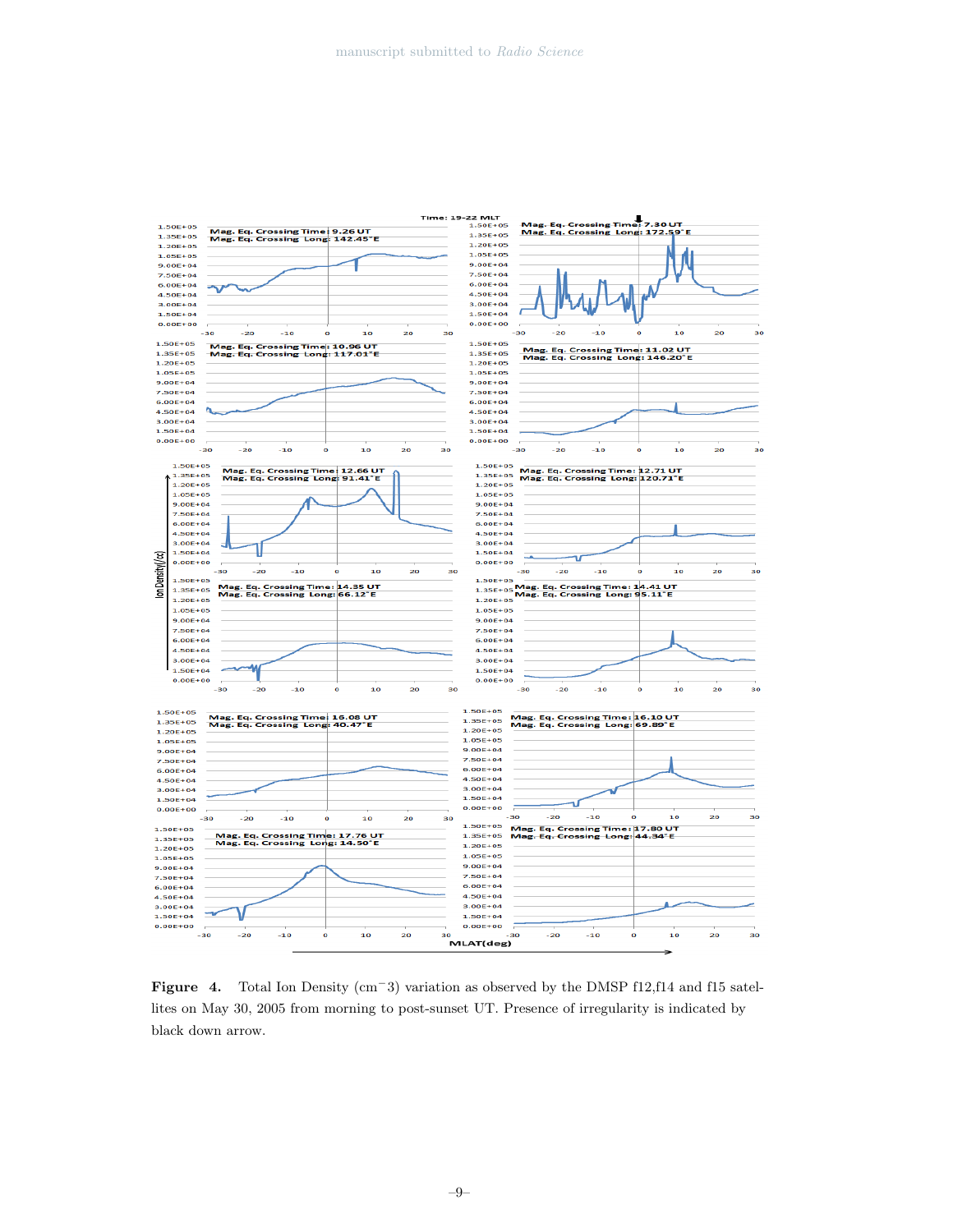**Figure 4.** Total Ion Density (cm$^{-3}$) variation as observed by the DMSP f12,f14 and f15 satellites on May 30, 2005 from morning to post-sunset UT. Presence of irregularity is indicated by black down arrow.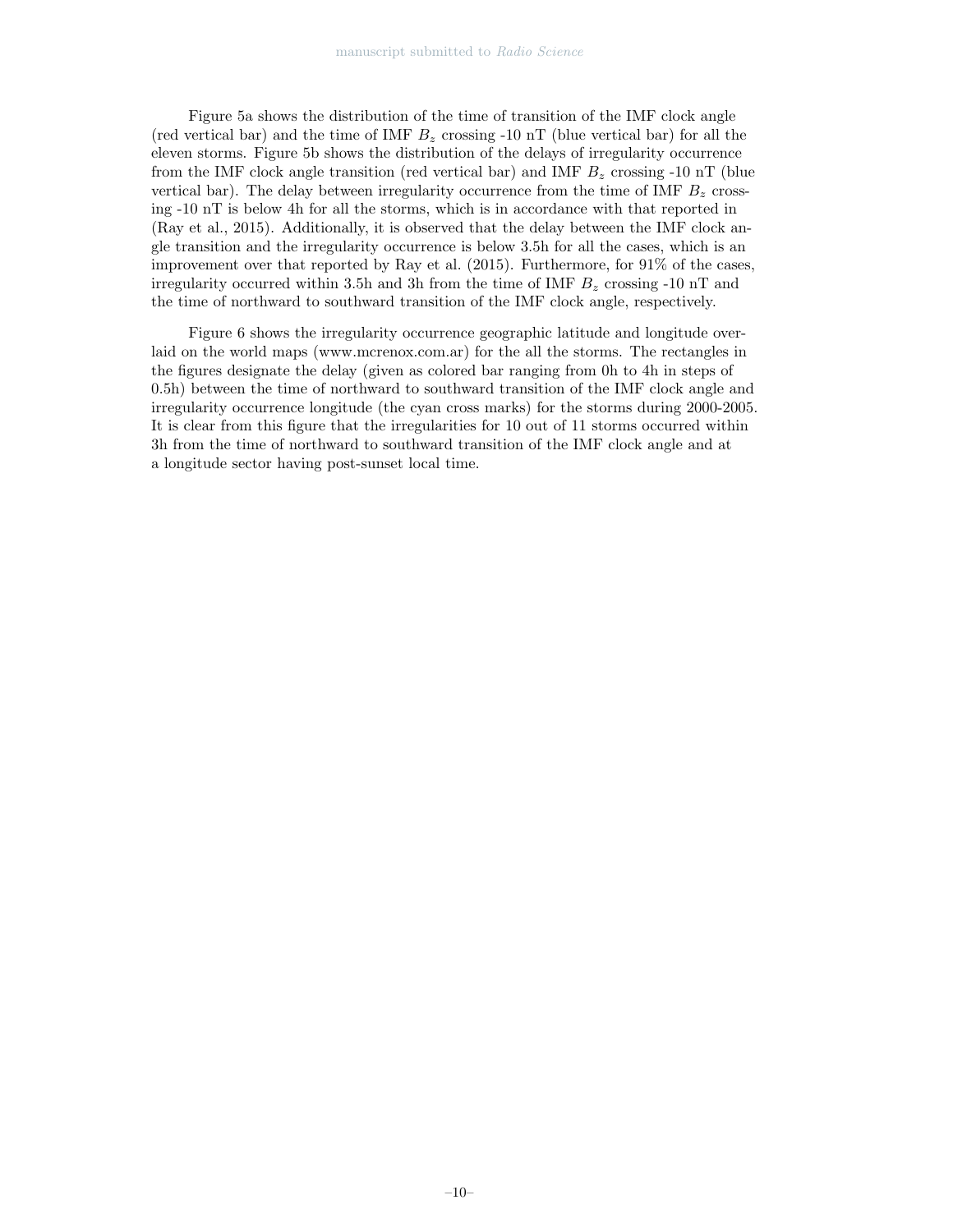Figure 5a shows the distribution of the time of transition of the IMF clock angle (red vertical bar) and the time of IMF $B_z$ crossing -10 nT (blue vertical bar) for all the eleven storms. Figure 5b shows the distribution of the delays of irregularity occurrence from the IMF clock angle transition (red vertical bar) and IMF $B_z$ crossing -10 nT (blue vertical bar). The delay between irregularity occurrence from the time of IMF $B_z$ crossing -10 nT is below 4h for all the storms, which is in accordance with that reported in (Ray et al., 2015). Additionally, it is observed that the delay between the IMF clock angle transition and the irregularity occurrence is below 3.5h for all the cases, which is an improvement over that reported by Ray et al. (2015). Furthermore, for 91% of the cases, irregularity occurred within 3.5h and 3h from the time of IMF $B_z$ crossing -10 nT and the time of northward to southward transition of the IMF clock angle, respectively.

Figure 6 shows the irregularity occurrence geographic latitude and longitude overlaid on the world maps (www.mcrenox.com.ar) for the all the storms. The rectangles in the figures designate the delay (given as colored bar ranging from 0h to 4h in steps of 0.5h) between the time of northward to southward transition of the IMF clock angle and irregularity occurrence longitude (the cyan cross marks) for the storms during 2000-2005. It is clear from this figure that the irregularities for 10 out of 11 storms occurred within 3h from the time of northward to southward transition of the IMF clock angle and at a longitude sector having post-sunset local time.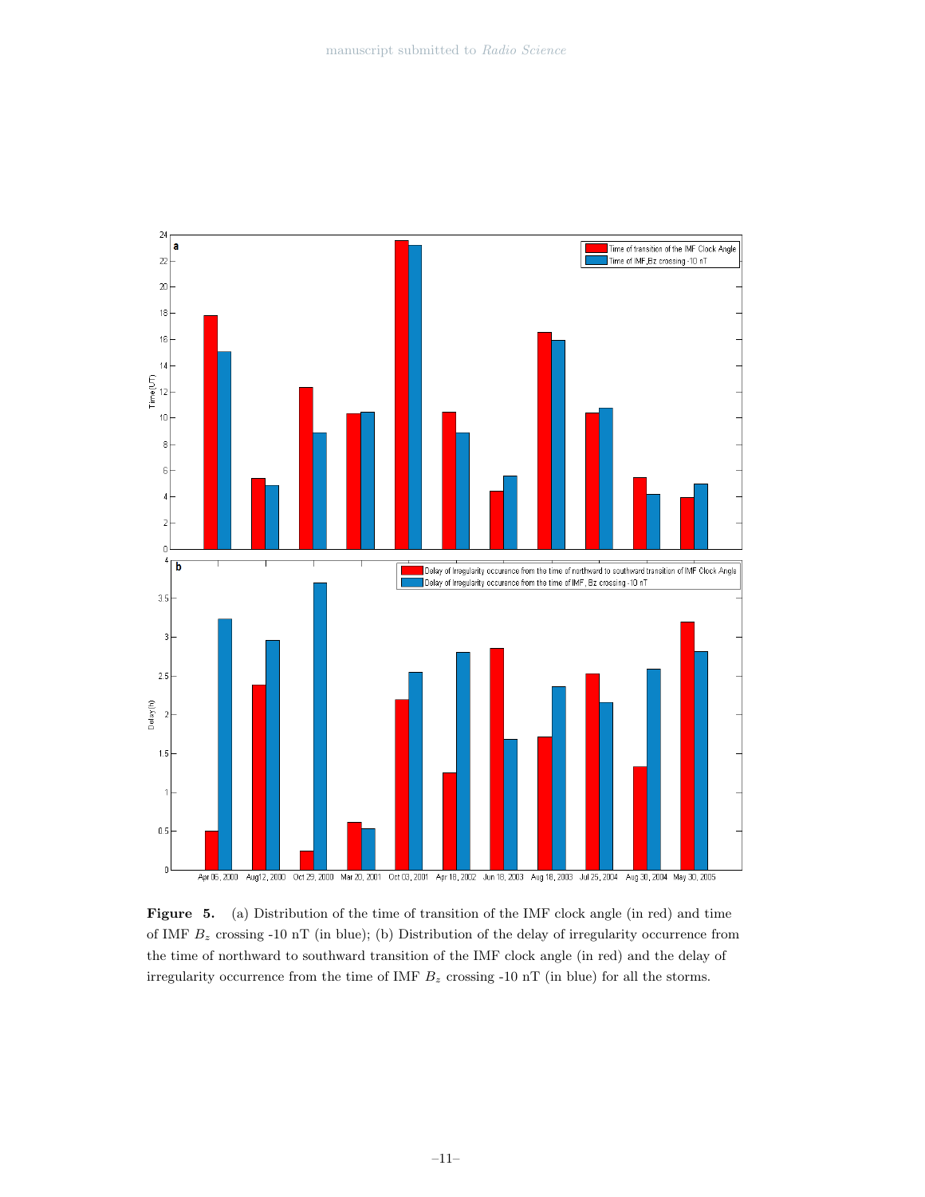**Figure 5.** (a) Distribution of the time of transition of the IMF clock angle (in red) and time of IMF $B_z$ crossing -10 nT (in blue); (b) Distribution of the delay of irregularity occurrence from the time of northward to southward transition of the IMF clock angle (in red) and the delay of irregularity occurrence from the time of IMF $B_z$ crossing -10 nT (in blue) for all the storms.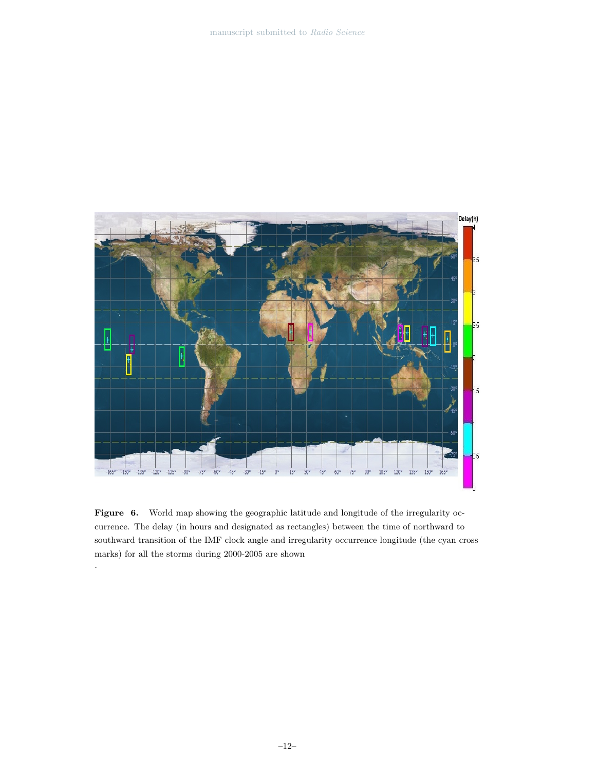**Figure 6.** World map showing the geographic latitude and longitude of the irregularity occurrence. The delay (in hours and designated as rectangles) between the time of northward to southward transition of the IMF clock angle and irregularity occurrence longitude (the cyan cross marks) for all the storms during 2000-2005 are shown

.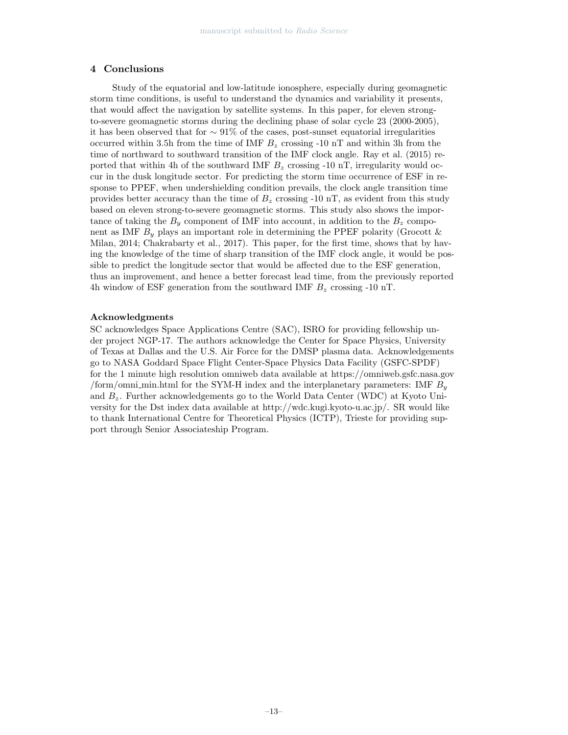## 4 Conclusions

Study of the equatorial and low-latitude ionosphere, especially during geomagnetic storm time conditions, is useful to understand the dynamics and variability it presents, that would affect the navigation by satellite systems. In this paper, for eleven strong-to-severe geomagnetic storms during the declining phase of solar cycle 23 (2000-2005), it has been observed that for $\sim 91\%$ of the cases, post-sunset equatorial irregularities occurred within 3.5h from the time of IMF $B_z$ crossing -10 nT and within 3h from the time of northward to southward transition of the IMF clock angle. Ray et al. (2015) reported that within 4h of the southward IMF $B_z$ crossing -10 nT, irregularity would occur in the dusk longitude sector. For predicting the storm time occurrence of ESF in response to PPEF, when undershielding condition prevails, the clock angle transition time provides better accuracy than the time of $B_z$ crossing -10 nT, as evident from this study based on eleven strong-to-severe geomagnetic storms. This study also shows the importance of taking the $B_y$ component of IMF into account, in addition to the $B_z$ component as IMF $B_y$ plays an important role in determining the PPEF polarity (Grocott & Milan, 2014; Chakrabarty et al., 2017). This paper, for the first time, shows that by having the knowledge of the time of sharp transition of the IMF clock angle, it would be possible to predict the longitude sector that would be affected due to the ESF generation, thus an improvement, and hence a better forecast lead time, from the previously reported 4h window of ESF generation from the southward IMF $B_z$ crossing -10 nT.

### Acknowledgments

SC acknowledges Space Applications Centre (SAC), ISRO for providing fellowship under project NGP-17. The authors acknowledge the Center for Space Physics, University of Texas at Dallas and the U.S. Air Force for the DMSP plasma data. Acknowledgements go to NASA Goddard Space Flight Center-Space Physics Data Facility (GSFC-SPDF) for the 1 minute high resolution omniweb data available at https://omniweb.gsfc.nasa.gov/form/omni_min.html for the SYM-H index and the interplanetary parameters: IMF $B_y$ and $B_z$. Further acknowledgements go to the World Data Center (WDC) at Kyoto University for the Dst index data available at http://wdc.kugi.kyoto-u.ac.jp/. SR would like to thank International Centre for Theoretical Physics (ICTP), Trieste for providing support through Senior Associateship Program.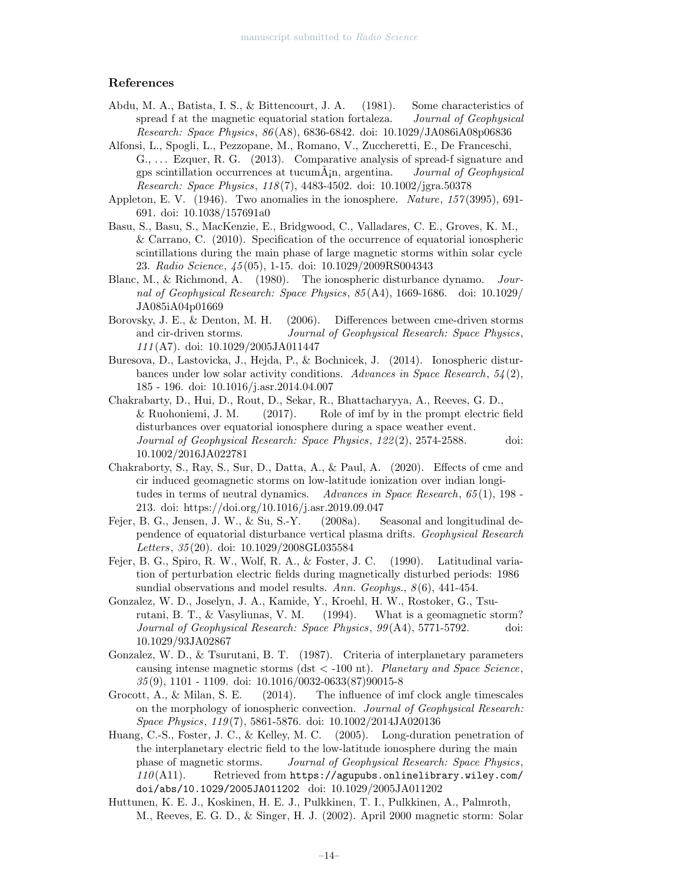## References

Abdu, M. A., Batista, I. S., & Bittencourt, J. A. (1981). Some characteristics of spread f at the magnetic equatorial station fortaleza. *Journal of Geophysical Research: Space Physics*, *86*(A8), 6836-6842. doi: 10.1029/JA086iA08p06836

Alfonsi, L., Spogli, L., Pezzopane, M., Romano, V., Zuccheretti, E., De Franceschi, G., ... Ezquer, R. G. (2013). Comparative analysis of spread-f signature and gps scintillation occurrences at tucumÃ¡n, argentina. *Journal of Geophysical Research: Space Physics*, *118*(7), 4483-4502. doi: 10.1002/jgra.50378

Appleton, E. V. (1946). Two anomalies in the ionosphere. *Nature*, *157*(3995), 691-691. doi: 10.1038/157691a0

Basu, S., Basu, S., MacKenzie, E., Bridgwood, C., Valladares, C. E., Groves, K. M., & Carrano, C. (2010). Specification of the occurrence of equatorial ionospheric scintillations during the main phase of large magnetic storms within solar cycle 23. *Radio Science*, *45*(05), 1-15. doi: 10.1029/2009RS004343

Blanc, M., & Richmond, A. (1980). The ionospheric disturbance dynamo. *Journal of Geophysical Research: Space Physics*, *85*(A4), 1669-1686. doi: 10.1029/JA085iA04p01669

Borovsky, J. E., & Denton, M. H. (2006). Differences between cme-driven storms and cir-driven storms. *Journal of Geophysical Research: Space Physics*, *111*(A7). doi: 10.1029/2005JA011447

Buresova, D., Lastovicka, J., Hejda, P., & Bochnicek, J. (2014). Ionospheric disturbances under low solar activity conditions. *Advances in Space Research*, *54*(2), 185 - 196. doi: 10.1016/j.asr.2014.04.007

Chakrabarty, D., Hui, D., Rout, D., Sekar, R., Bhattacharyya, A., Reeves, G. D., & Ruohoniemi, J. M. (2017). Role of imf by in the prompt electric field disturbances over equatorial ionosphere during a space weather event. *Journal of Geophysical Research: Space Physics*, *122*(2), 2574-2588. doi: 10.1002/2016JA022781

Chakraborty, S., Ray, S., Sur, D., Datta, A., & Paul, A. (2020). Effects of cme and cir induced geomagnetic storms on low-latitude ionization over indian longitudes in terms of neutral dynamics. *Advances in Space Research*, *65*(1), 198 - 213. doi: https://doi.org/10.1016/j.asr.2019.09.047

Fejer, B. G., Jensen, J. W., & Su, S.-Y. (2008a). Seasonal and longitudinal dependence of equatorial disturbance vertical plasma drifts. *Geophysical Research Letters*, *35*(20). doi: 10.1029/2008GL035584

Fejer, B. G., Spiro, R. W., Wolf, R. A., & Foster, J. C. (1990). Latitudinal variation of perturbation electric fields during magnetically disturbed periods: 1986 sundial observations and model results. *Ann. Geophys.*, *8*(6), 441-454.

Gonzalez, W. D., Joselyn, J. A., Kamide, Y., Kroehl, H. W., Rostoker, G., Tsurutani, B. T., & Vasyliunas, V. M. (1994). What is a geomagnetic storm? *Journal of Geophysical Research: Space Physics*, *99*(A4), 5771-5792. doi: 10.1029/93JA02867

Gonzalez, W. D., & Tsurutani, B. T. (1987). Criteria of interplanetary parameters causing intense magnetic storms (dst < -100 nt). *Planetary and Space Science*, *35*(9), 1101 - 1109. doi: 10.1016/0032-0633(87)90015-8

Grocott, A., & Milan, S. E. (2014). The influence of imf clock angle timescales on the morphology of ionospheric convection. *Journal of Geophysical Research: Space Physics*, *119*(7), 5861-5876. doi: 10.1002/2014JA020136

Huang, C.-S., Foster, J. C., & Kelley, M. C. (2005). Long-duration penetration of the interplanetary electric field to the low-latitude ionosphere during the main phase of magnetic storms. *Journal of Geophysical Research: Space Physics*, *110*(A11). Retrieved from `https://agupubs.onlinelibrary.wiley.com/doi/abs/10.1029/2005JA011202` doi: 10.1029/2005JA011202

Huttunen, K. E. J., Koskinen, H. E. J., Pulkkinen, T. I., Pulkkinen, A., Palmroth, M., Reeves, E. G. D., & Singer, H. J. (2002). April 2000 magnetic storm: Solar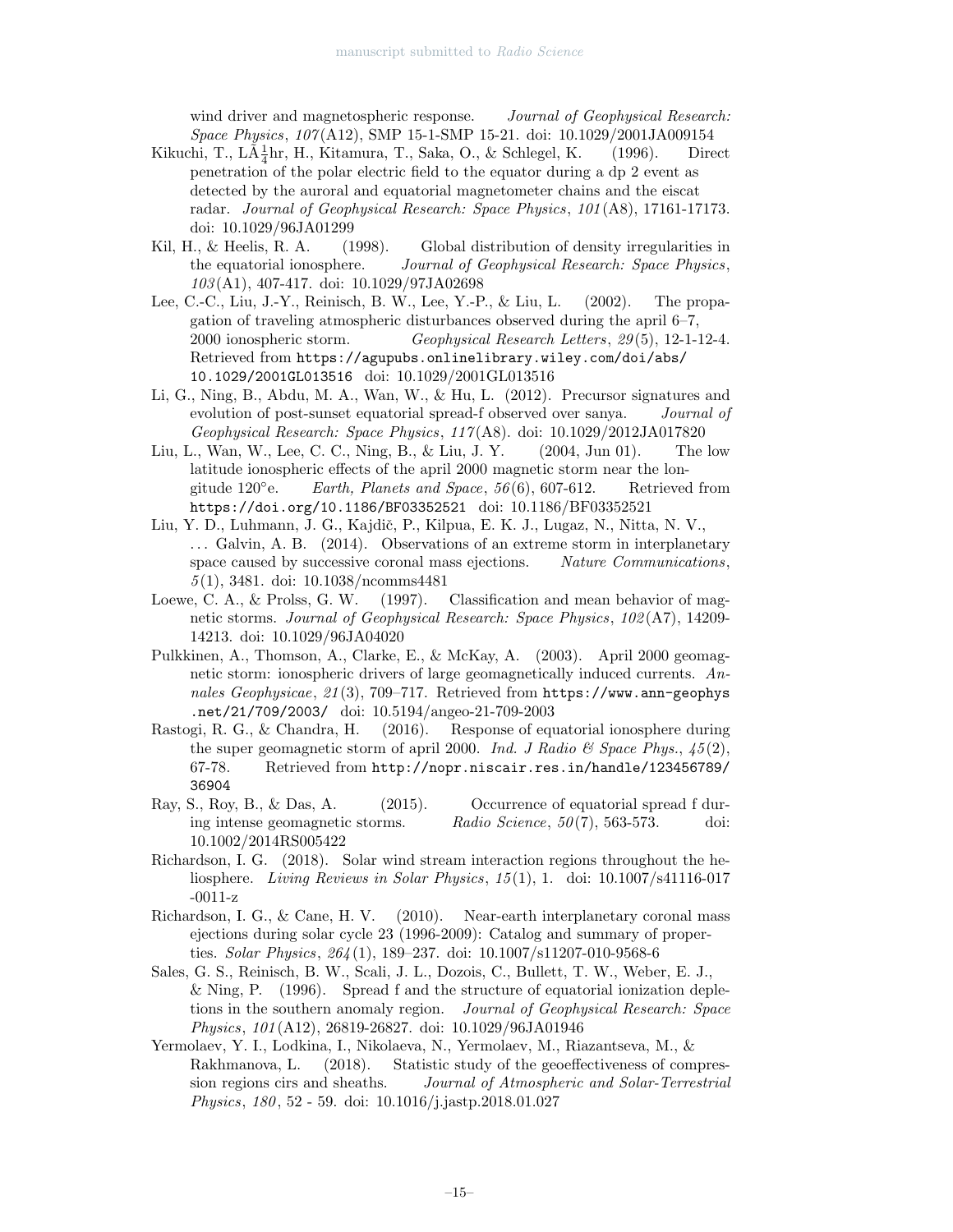wind driver and magnetospheric response. *Journal of Geophysical Research: Space Physics*, *107*(A12), SMP 15-1-SMP 15-21. doi: 10.1029/2001JA009154

Kikuchi, T., LÃ¼hr, H., Kitamura, T., Saka, O., & Schlegel, K. (1996). Direct penetration of the polar electric field to the equator during a dp 2 event as detected by the auroral and equatorial magnetometer chains and the eiscat radar. *Journal of Geophysical Research: Space Physics*, *101*(A8), 17161-17173. doi: 10.1029/96JA01299

Kil, H., & Heelis, R. A. (1998). Global distribution of density irregularities in the equatorial ionosphere. *Journal of Geophysical Research: Space Physics*, *103*(A1), 407-417. doi: 10.1029/97JA02698

Lee, C.-C., Liu, J.-Y., Reinisch, B. W., Lee, Y.-P., & Liu, L. (2002). The propagation of traveling atmospheric disturbances observed during the april 6–7, 2000 ionospheric storm. *Geophysical Research Letters*, *29*(5), 12-1-12-4. Retrieved from https://agupubs.onlinelibrary.wiley.com/doi/abs/10.1029/2001GL013516 doi: 10.1029/2001GL013516

Li, G., Ning, B., Abdu, M. A., Wan, W., & Hu, L. (2012). Precursor signatures and evolution of post-sunset equatorial spread-f observed over sanya. *Journal of Geophysical Research: Space Physics*, *117*(A8). doi: 10.1029/2012JA017820

Liu, L., Wan, W., Lee, C. C., Ning, B., & Liu, J. Y. (2004, Jun 01). The low latitude ionospheric effects of the april 2000 magnetic storm near the longitude 120°e. *Earth, Planets and Space*, *56*(6), 607-612. Retrieved from https://doi.org/10.1186/BF03352521 doi: 10.1186/BF03352521

Liu, Y. D., Luhmann, J. G., Kajdič, P., Kilpua, E. K. J., Lugaz, N., Nitta, N. V., ... Galvin, A. B. (2014). Observations of an extreme storm in interplanetary space caused by successive coronal mass ejections. *Nature Communications*, *5*(1), 3481. doi: 10.1038/ncomms4481

Loewe, C. A., & Prolss, G. W. (1997). Classification and mean behavior of magnetic storms. *Journal of Geophysical Research: Space Physics*, *102*(A7), 14209-14213. doi: 10.1029/96JA04020

Pulkkinen, A., Thomson, A., Clarke, E., & McKay, A. (2003). April 2000 geomagnetic storm: ionospheric drivers of large geomagnetically induced currents. *Annales Geophysicae*, *21*(3), 709–717. Retrieved from https://www.ann-geophys.net/21/709/2003/ doi: 10.5194/angeo-21-709-2003

Rastogi, R. G., & Chandra, H. (2016). Response of equatorial ionosphere during the super geomagnetic storm of april 2000. *Ind. J Radio & Space Phys.*, *45*(2), 67-78. Retrieved from http://nopr.niscair.res.in/handle/123456789/36904

Ray, S., Roy, B., & Das, A. (2015). Occurrence of equatorial spread f during intense geomagnetic storms. *Radio Science*, *50*(7), 563-573. doi: 10.1002/2014RS005422

Richardson, I. G. (2018). Solar wind stream interaction regions throughout the heliosphere. *Living Reviews in Solar Physics*, *15*(1), 1. doi: 10.1007/s41116-017-0011-z

Richardson, I. G., & Cane, H. V. (2010). Near-earth interplanetary coronal mass ejections during solar cycle 23 (1996-2009): Catalog and summary of properties. *Solar Physics*, *264*(1), 189–237. doi: 10.1007/s11207-010-9568-6

Sales, G. S., Reinisch, B. W., Scali, J. L., Dozois, C., Bullett, T. W., Weber, E. J., & Ning, P. (1996). Spread f and the structure of equatorial ionization depletions in the southern anomaly region. *Journal of Geophysical Research: Space Physics*, *101*(A12), 26819-26827. doi: 10.1029/96JA01946

Yermolaev, Y. I., Lodkina, I., Nikolaeva, N., Yermolaev, M., Riazantseva, M., & Rakhmanova, L. (2018). Statistic study of the geoeffectiveness of compression regions cirs and sheaths. *Journal of Atmospheric and Solar-Terrestrial Physics*, *180*, 52 - 59. doi: 10.1016/j.jastp.2018.01.027